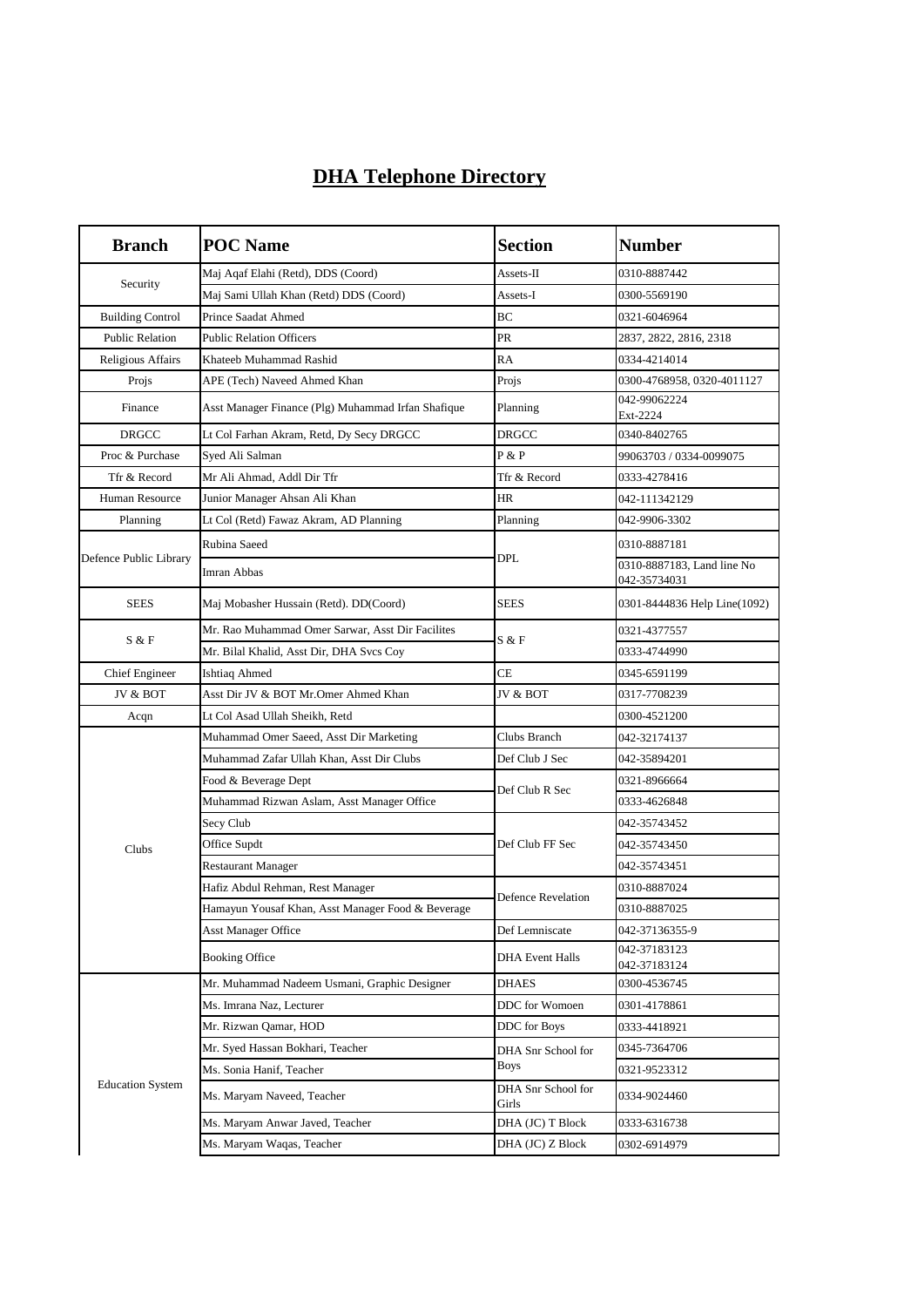# DHA Telephone Directory

| Branch | POC Name | Section | Number |
|---|---|---|---|
| Security | Maj Aqaf Elahi (Retd), DDS (Coord) | Assets-II | 0310-8887442 |
| | Maj Sami Ullah Khan (Retd) DDS (Coord) | Assets-I | 0300-5569190 |
| Building Control | Prince Saadat Ahmed | BC | 0321-6046964 |
| Public Relation | Public Relation Officers | PR | 2837, 2822, 2816, 2318 |
| Religious Affairs | Khateeb Muhammad Rashid | RA | 0334-4214014 |
| Projs | APE (Tech) Naveed Ahmed Khan | Projs | 0300-4768958, 0320-4011127 |
| Finance | Asst Manager Finance (Plg) Muhammad Irfan Shafique | Planning | 042-99062224 Ext-2224 |
| DRGCC | Lt Col Farhan Akram, Retd, Dy Secy DRGCC | DRGCC | 0340-8402765 |
| Proc & Purchase | Syed Ali Salman | P & P | 99063703 / 0334-0099075 |
| Tfr & Record | Mr Ali Ahmad, Addl Dir Tfr | Tfr & Record | 0333-4278416 |
| Human Resource | Junior Manager Ahsan Ali Khan | HR | 042-111342129 |
| Planning | Lt Col (Retd) Fawaz Akram, AD Planning | Planning | 042-9906-3302 |
| Defence Public Library | Rubina Saeed | DPL | 0310-8887181 |
| | Imran Abbas | | 0310-8887183, Land line No 042-35734031 |
| SEES | Maj Mobasher Hussain (Retd). DD(Coord) | SEES | 0301-8444836 Help Line(1092) |
| S & F | Mr. Rao Muhammad Omer Sarwar, Asst Dir Facilites | S & F | 0321-4377557 |
| | Mr. Bilal Khalid, Asst Dir, DHA Svcs Coy | | 0333-4744990 |
| Chief Engineer | Ishtiaq Ahmed | CE | 0345-6591199 |
| JV & BOT | Asst Dir JV & BOT Mr.Omer Ahmed Khan | JV & BOT | 0317-7708239 |
| Acqn | Lt Col Asad Ullah Sheikh, Retd | | 0300-4521200 |
| Clubs | Muhammad Omer Saeed, Asst Dir Marketing | Clubs Branch | 042-32174137 |
| | Muhammad Zafar Ullah Khan, Asst Dir Clubs | Def Club J Sec | 042-35894201 |
| | Food & Beverage Dept | Def Club R Sec | 0321-8966664 |
| | Muhammad Rizwan Aslam, Asst Manager Office | | 0333-4626848 |
| | Secy Club | Def Club FF Sec | 042-35743452 |
| | Office Supdt | | 042-35743450 |
| | Restaurant Manager | | 042-35743451 |
| | Hafiz Abdul Rehman, Rest Manager | Defence Revelation | 0310-8887024 |
| | Hamayun Yousaf Khan, Asst Manager Food & Beverage | | 0310-8887025 |
| | Asst Manager Office | Def Lemniscate | 042-37136355-9 |
| | Booking Office | DHA Event Halls | 042-37183123 042-37183124 |
| Education System | Mr. Muhammad Nadeem Usmani, Graphic Designer | DHAES | 0300-4536745 |
| | Ms. Imrana Naz, Lecturer | DDC for Womoen | 0301-4178861 |
| | Mr. Rizwan Qamar, HOD | DDC for Boys | 0333-4418921 |
| | Mr. Syed Hassan Bokhari, Teacher | DHA Snr School for Boys | 0345-7364706 |
| | Ms. Sonia Hanif, Teacher | | 0321-9523312 |
| | Ms. Maryam Naveed, Teacher | DHA Snr School for Girls | 0334-9024460 |
| | Ms. Maryam Anwar Javed, Teacher | DHA (JC) T Block | 0333-6316738 |
| | Ms. Maryam Waqas, Teacher | DHA (JC) Z Block | 0302-6914979 |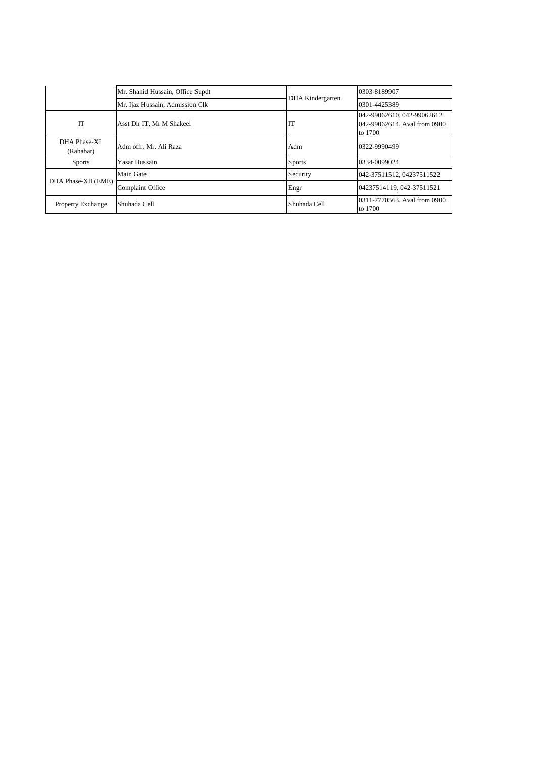| | | | |
|---|---|---|---|
| | Mr. Shahid Hussain, Office Supdt | DHA Kindergarten | 0303-8189907 |
| | Mr. Ijaz Hussain, Admission Clk | | 0301-4425389 |
| IT | Asst Dir IT, Mr M Shakeel | IT | 042-99062610, 042-99062612 042-99062614. Aval from 0900 to 1700 |
| DHA Phase-XI (Rahabar) | Adm offr, Mr. Ali Raza | Adm | 0322-9990499 |
| Sports | Yasar Hussain | Sports | 0334-0099024 |
| DHA Phase-XII (EME) | Main Gate | Security | 042-37511512, 04237511522 |
| | Complaint Office | Engr | 04237514119, 042-37511521 |
| Property Exchange | Shuhada Cell | Shuhada Cell | 0311-7770563. Aval from 0900 to 1700 |